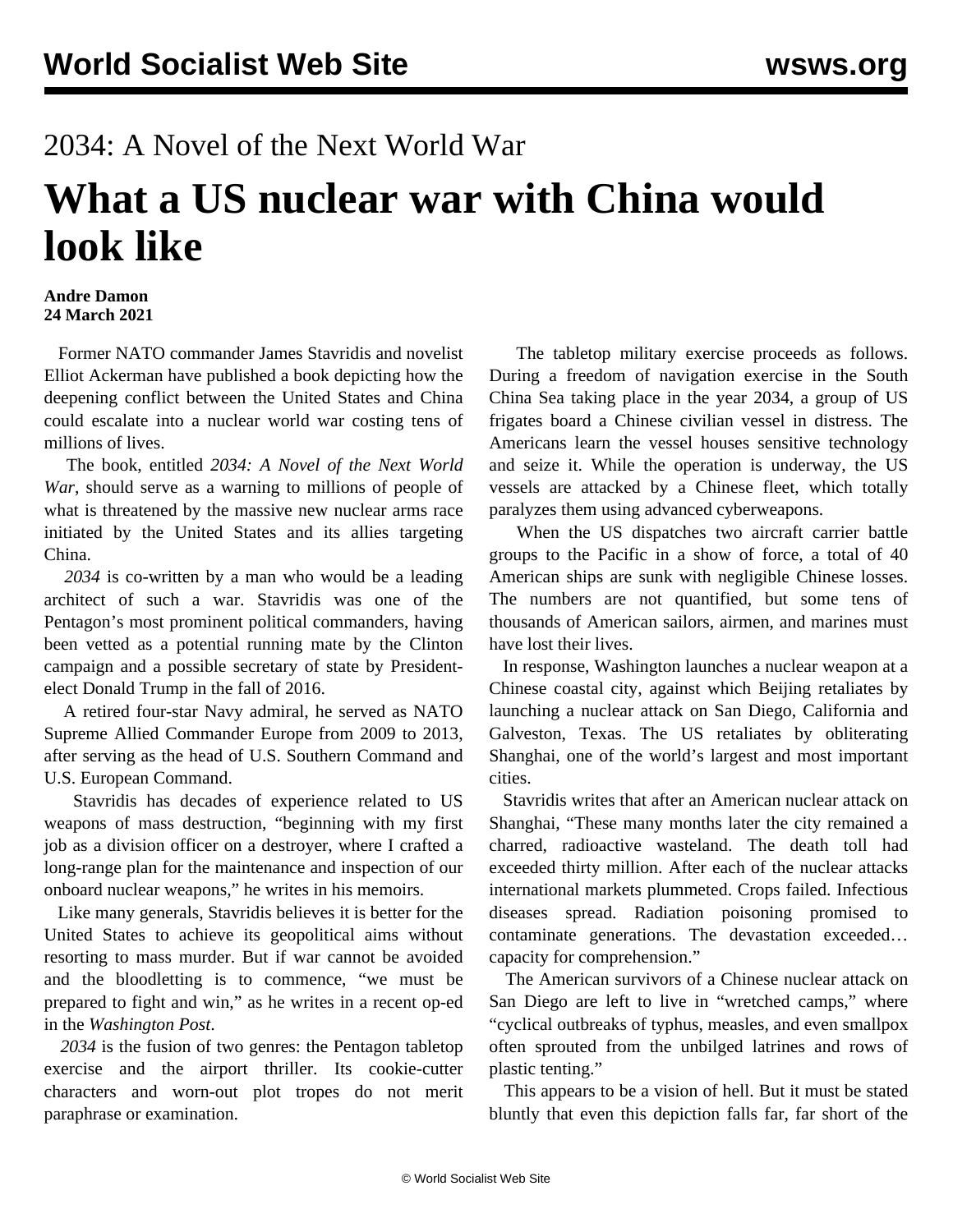2034: A Novel of the Next World War

# What a US nuclear war with China would look like

**Andre Damon**
**24 March 2021**

Former NATO commander James Stavridis and novelist Elliot Ackerman have published a book depicting how the deepening conflict between the United States and China could escalate into a nuclear world war costing tens of millions of lives.

The book, entitled *2034: A Novel of the Next World War*, should serve as a warning to millions of people of what is threatened by the massive new nuclear arms race initiated by the United States and its allies targeting China.

*2034* is co-written by a man who would be a leading architect of such a war. Stavridis was one of the Pentagon's most prominent political commanders, having been vetted as a potential running mate by the Clinton campaign and a possible secretary of state by President-elect Donald Trump in the fall of 2016.

A retired four-star Navy admiral, he served as NATO Supreme Allied Commander Europe from 2009 to 2013, after serving as the head of U.S. Southern Command and U.S. European Command.

Stavridis has decades of experience related to US weapons of mass destruction, "beginning with my first job as a division officer on a destroyer, where I crafted a long-range plan for the maintenance and inspection of our onboard nuclear weapons," he writes in his memoirs.

Like many generals, Stavridis believes it is better for the United States to achieve its geopolitical aims without resorting to mass murder. But if war cannot be avoided and the bloodletting is to commence, "we must be prepared to fight and win," as he writes in a recent op-ed in the *Washington Post*.

*2034* is the fusion of two genres: the Pentagon tabletop exercise and the airport thriller. Its cookie-cutter characters and worn-out plot tropes do not merit paraphrase or examination.

The tabletop military exercise proceeds as follows. During a freedom of navigation exercise in the South China Sea taking place in the year 2034, a group of US frigates board a Chinese civilian vessel in distress. The Americans learn the vessel houses sensitive technology and seize it. While the operation is underway, the US vessels are attacked by a Chinese fleet, which totally paralyzes them using advanced cyberweapons.

When the US dispatches two aircraft carrier battle groups to the Pacific in a show of force, a total of 40 American ships are sunk with negligible Chinese losses. The numbers are not quantified, but some tens of thousands of American sailors, airmen, and marines must have lost their lives.

In response, Washington launches a nuclear weapon at a Chinese coastal city, against which Beijing retaliates by launching a nuclear attack on San Diego, California and Galveston, Texas. The US retaliates by obliterating Shanghai, one of the world's largest and most important cities.

Stavridis writes that after an American nuclear attack on Shanghai, "These many months later the city remained a charred, radioactive wasteland. The death toll had exceeded thirty million. After each of the nuclear attacks international markets plummeted. Crops failed. Infectious diseases spread. Radiation poisoning promised to contaminate generations. The devastation exceeded… capacity for comprehension."

The American survivors of a Chinese nuclear attack on San Diego are left to live in "wretched camps," where "cyclical outbreaks of typhus, measles, and even smallpox often sprouted from the unbilged latrines and rows of plastic tenting."

This appears to be a vision of hell. But it must be stated bluntly that even this depiction falls far, far short of the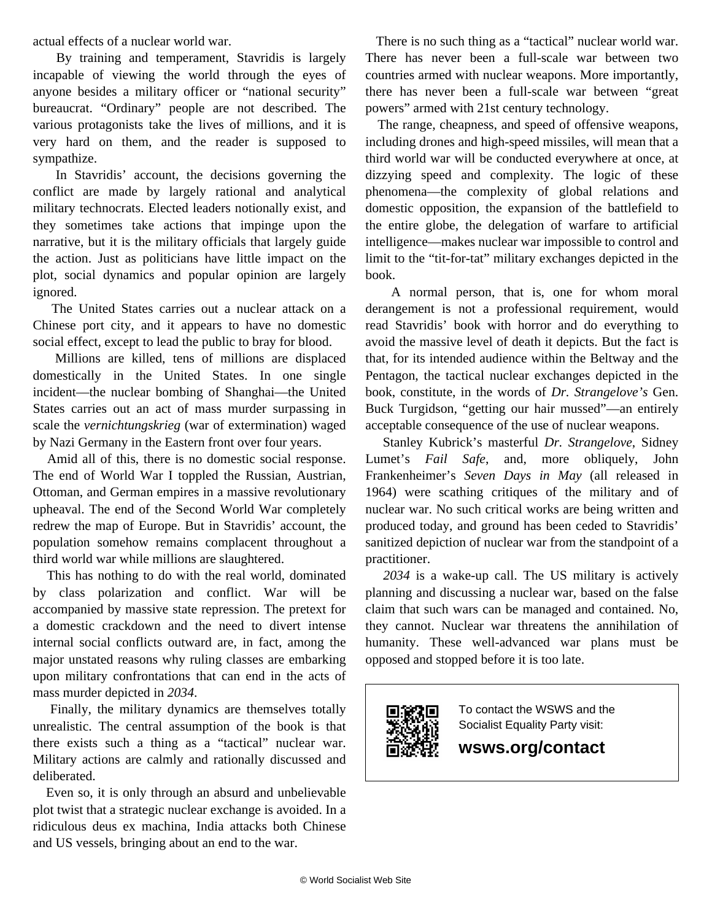actual effects of a nuclear world war.

By training and temperament, Stavridis is largely incapable of viewing the world through the eyes of anyone besides a military officer or "national security" bureaucrat. "Ordinary" people are not described. The various protagonists take the lives of millions, and it is very hard on them, and the reader is supposed to sympathize.

In Stavridis' account, the decisions governing the conflict are made by largely rational and analytical military technocrats. Elected leaders notionally exist, and they sometimes take actions that impinge upon the narrative, but it is the military officials that largely guide the action. Just as politicians have little impact on the plot, social dynamics and popular opinion are largely ignored.

The United States carries out a nuclear attack on a Chinese port city, and it appears to have no domestic social effect, except to lead the public to bray for blood.

Millions are killed, tens of millions are displaced domestically in the United States. In one single incident—the nuclear bombing of Shanghai—the United States carries out an act of mass murder surpassing in scale the *vernichtungskrieg* (war of extermination) waged by Nazi Germany in the Eastern front over four years.

Amid all of this, there is no domestic social response. The end of World War I toppled the Russian, Austrian, Ottoman, and German empires in a massive revolutionary upheaval. The end of the Second World War completely redrew the map of Europe. But in Stavridis' account, the population somehow remains complacent throughout a third world war while millions are slaughtered.

This has nothing to do with the real world, dominated by class polarization and conflict. War will be accompanied by massive state repression. The pretext for a domestic crackdown and the need to divert intense internal social conflicts outward are, in fact, among the major unstated reasons why ruling classes are embarking upon military confrontations that can end in the acts of mass murder depicted in *2034*.

Finally, the military dynamics are themselves totally unrealistic. The central assumption of the book is that there exists such a thing as a "tactical" nuclear war. Military actions are calmly and rationally discussed and deliberated.

Even so, it is only through an absurd and unbelievable plot twist that a strategic nuclear exchange is avoided. In a ridiculous deus ex machina, India attacks both Chinese and US vessels, bringing about an end to the war.

There is no such thing as a "tactical" nuclear world war. There has never been a full-scale war between two countries armed with nuclear weapons. More importantly, there has never been a full-scale war between "great powers" armed with 21st century technology.

The range, cheapness, and speed of offensive weapons, including drones and high-speed missiles, will mean that a third world war will be conducted everywhere at once, at dizzying speed and complexity. The logic of these phenomena—the complexity of global relations and domestic opposition, the expansion of the battlefield to the entire globe, the delegation of warfare to artificial intelligence—makes nuclear war impossible to control and limit to the "tit-for-tat" military exchanges depicted in the book.

A normal person, that is, one for whom moral derangement is not a professional requirement, would read Stavridis' book with horror and do everything to avoid the massive level of death it depicts. But the fact is that, for its intended audience within the Beltway and the Pentagon, the tactical nuclear exchanges depicted in the book, constitute, in the words of *Dr. Strangelove's* Gen. Buck Turgidson, "getting our hair mussed"—an entirely acceptable consequence of the use of nuclear weapons.

Stanley Kubrick's masterful *Dr. Strangelove*, Sidney Lumet's *Fail Safe*, and, more obliquely, John Frankenheimer's *Seven Days in May* (all released in 1964) were scathing critiques of the military and of nuclear war. No such critical works are being written and produced today, and ground has been ceded to Stavridis' sanitized depiction of nuclear war from the standpoint of a practitioner.

*2034* is a wake-up call. The US military is actively planning and discussing a nuclear war, based on the false claim that such wars can be managed and contained. No, they cannot. Nuclear war threatens the annihilation of humanity. These well-advanced war plans must be opposed and stopped before it is too late.

To contact the WSWS and the Socialist Equality Party visit:

**wsws.org/contact**